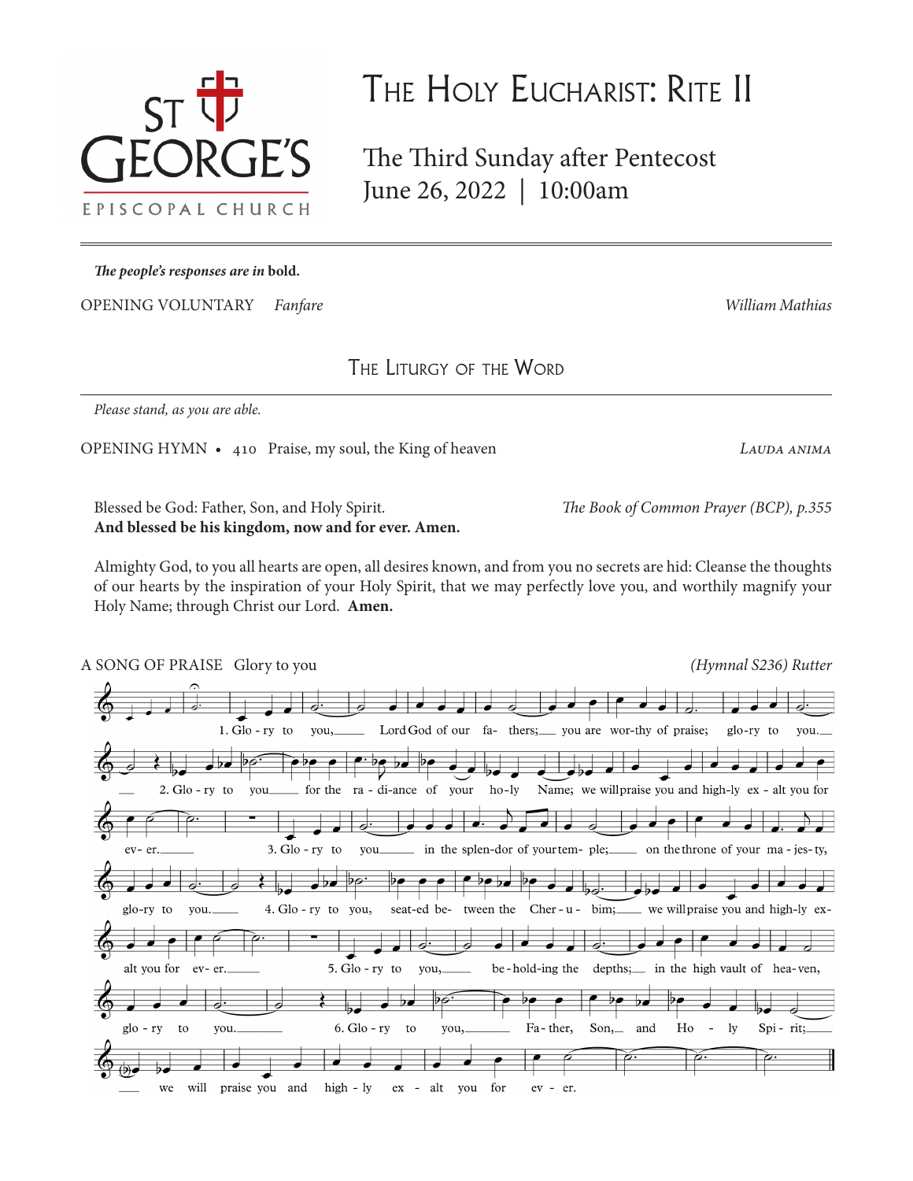# The Holy Eucharist: Rite II

## The Third Sunday after Pentecost
## June 26, 2022 | 10:00am

ST GEORGE'S EPISCOPAL CHURCH

---

*The people's responses are in* **bold.**

OPENING VOLUNTARY *Fanfare* *William Mathias*

## The Liturgy of the Word

*Please stand, as you are able.*

OPENING HYMN • 410 Praise, my soul, the King of heaven *Lauda anima*

Blessed be God: Father, Son, and Holy Spirit. *The Book of Common Prayer (BCP), p.355*
**And blessed be his kingdom, now and for ever. Amen.**

Almighty God, to you all hearts are open, all desires known, and from you no secrets are hid: Cleanse the thoughts of our hearts by the inspiration of your Holy Spirit, that we may perfectly love you, and worthily magnify your Holy Name; through Christ our Lord. **Amen.**

A SONG OF PRAISE Glory to you *(Hymnal S236) Rutter*

1. Glo - ry to you, Lord God of our fa- thers; you are wor-thy of praise; glo-ry to you.
2. Glo - ry to you for the ra - di-ance of your ho-ly Name; we will praise you and high-ly ex - alt you for ev- er.
3. Glo - ry to you in the splen-dor of your tem- ple; on the throne of your ma - jes-ty, glo-ry to you.
4. Glo - ry to you, seat-ed be- tween the Cher - u - bim; we will praise you and high-ly ex- alt you for ev- er.
5. Glo - ry to you, be - hold-ing the depths; in the high vault of hea-ven, glo - ry to you.
6. Glo - ry to you, Fa - ther, Son, and Ho - ly Spi - rit; we will praise you and high - ly ex - alt you for ev - er.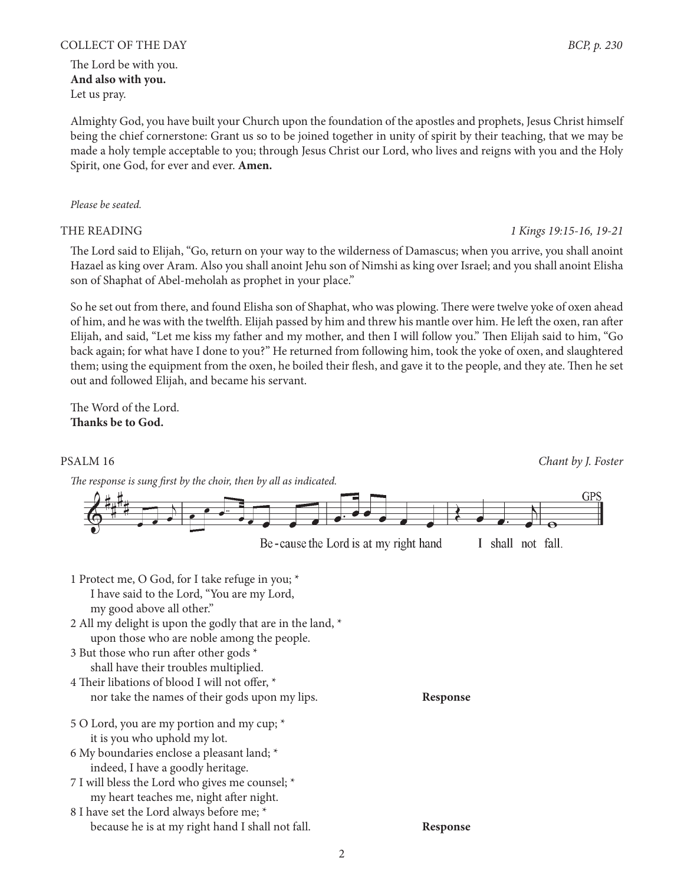COLLECT OF THE DAY *BCP, p. 230*

The Lord be with you.
**And also with you.**
Let us pray.

Almighty God, you have built your Church upon the foundation of the apostles and prophets, Jesus Christ himself being the chief cornerstone: Grant us so to be joined together in unity of spirit by their teaching, that we may be made a holy temple acceptable to you; through Jesus Christ our Lord, who lives and reigns with you and the Holy Spirit, one God, for ever and ever. **Amen.**

*Please be seated.*

THE READING *1 Kings 19:15-16, 19-21*

The Lord said to Elijah, "Go, return on your way to the wilderness of Damascus; when you arrive, you shall anoint Hazael as king over Aram. Also you shall anoint Jehu son of Nimshi as king over Israel; and you shall anoint Elisha son of Shaphat of Abel-meholah as prophet in your place."

So he set out from there, and found Elisha son of Shaphat, who was plowing. There were twelve yoke of oxen ahead of him, and he was with the twelfth. Elijah passed by him and threw his mantle over him. He left the oxen, ran after Elijah, and said, "Let me kiss my father and my mother, and then I will follow you." Then Elijah said to him, "Go back again; for what have I done to you?" He returned from following him, took the yoke of oxen, and slaughtered them; using the equipment from the oxen, he boiled their flesh, and gave it to the people, and they ate. Then he set out and followed Elijah, and became his servant.

The Word of the Lord.
**Thanks be to God.**

PSALM 16 *Chant by J. Foster*

*The response is sung first by the choir, then by all as indicated.*

GPS

Be-cause the Lord is at my right hand I shall not fall.

1 Protect me, O God, for I take refuge in you; *
 I have said to the Lord, "You are my Lord,
 my good above all other."
2 All my delight is upon the godly that are in the land, *
 upon those who are noble among the people.
3 But those who run after other gods *
 shall have their troubles multiplied.
4 Their libations of blood I will not offer, *
 nor take the names of their gods upon my lips. **Response**

5 O Lord, you are my portion and my cup; *
 it is you who uphold my lot.
6 My boundaries enclose a pleasant land; *
 indeed, I have a goodly heritage.
7 I will bless the Lord who gives me counsel; *
 my heart teaches me, night after night.
8 I have set the Lord always before me; *
 because he is at my right hand I shall not fall. **Response**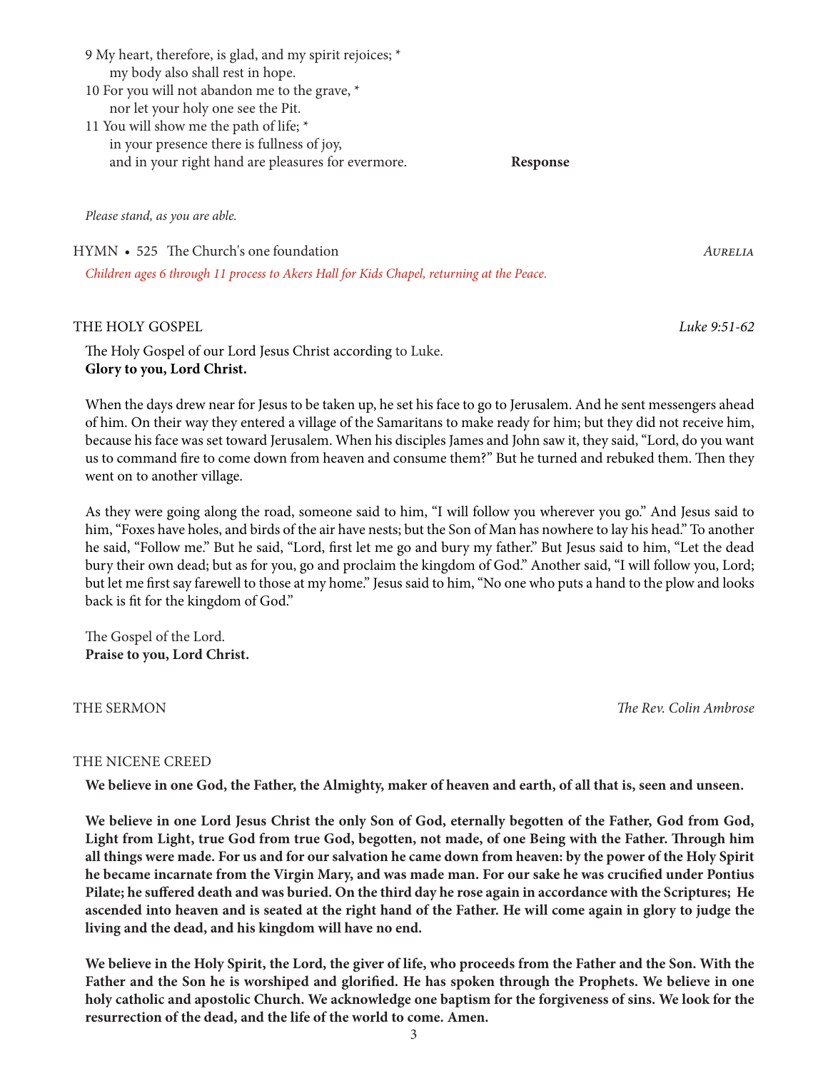9 My heart, therefore, is glad, and my spirit rejoices; *
    my body also shall rest in hope.
10 For you will not abandon me to the grave, *
    nor let your holy one see the Pit.
11 You will show me the path of life; *
    in your presence there is fullness of joy,
    and in your right hand are pleasures for evermore. **Response**

*Please stand, as you are able.*

HYMN • 525 The Church's one foundation *Aurelia*

*Children ages 6 through 11 process to Akers Hall for Kids Chapel, returning at the Peace.*

## THE HOLY GOSPEL *Luke 9:51-62*

The Holy Gospel of our Lord Jesus Christ according to Luke.
**Glory to you, Lord Christ.**

When the days drew near for Jesus to be taken up, he set his face to go to Jerusalem. And he sent messengers ahead of him. On their way they entered a village of the Samaritans to make ready for him; but they did not receive him, because his face was set toward Jerusalem. When his disciples James and John saw it, they said, "Lord, do you want us to command fire to come down from heaven and consume them?" But he turned and rebuked them. Then they went on to another village.

As they were going along the road, someone said to him, "I will follow you wherever you go." And Jesus said to him, "Foxes have holes, and birds of the air have nests; but the Son of Man has nowhere to lay his head." To another he said, "Follow me." But he said, "Lord, first let me go and bury my father." But Jesus said to him, "Let the dead bury their own dead; but as for you, go and proclaim the kingdom of God." Another said, "I will follow you, Lord; but let me first say farewell to those at my home." Jesus said to him, "No one who puts a hand to the plow and looks back is fit for the kingdom of God."

The Gospel of the Lord.
**Praise to you, Lord Christ.**

## THE SERMON *The Rev. Colin Ambrose*

## THE NICENE CREED

**We believe in one God, the Father, the Almighty, maker of heaven and earth, of all that is, seen and unseen.**

**We believe in one Lord Jesus Christ the only Son of God, eternally begotten of the Father, God from God, Light from Light, true God from true God, begotten, not made, of one Being with the Father. Through him all things were made. For us and for our salvation he came down from heaven: by the power of the Holy Spirit he became incarnate from the Virgin Mary, and was made man. For our sake he was crucified under Pontius Pilate; he suffered death and was buried. On the third day he rose again in accordance with the Scriptures; He ascended into heaven and is seated at the right hand of the Father. He will come again in glory to judge the living and the dead, and his kingdom will have no end.**

**We believe in the Holy Spirit, the Lord, the giver of life, who proceeds from the Father and the Son. With the Father and the Son he is worshiped and glorified. He has spoken through the Prophets. We believe in one holy catholic and apostolic Church. We acknowledge one baptism for the forgiveness of sins. We look for the resurrection of the dead, and the life of the world to come. Amen.**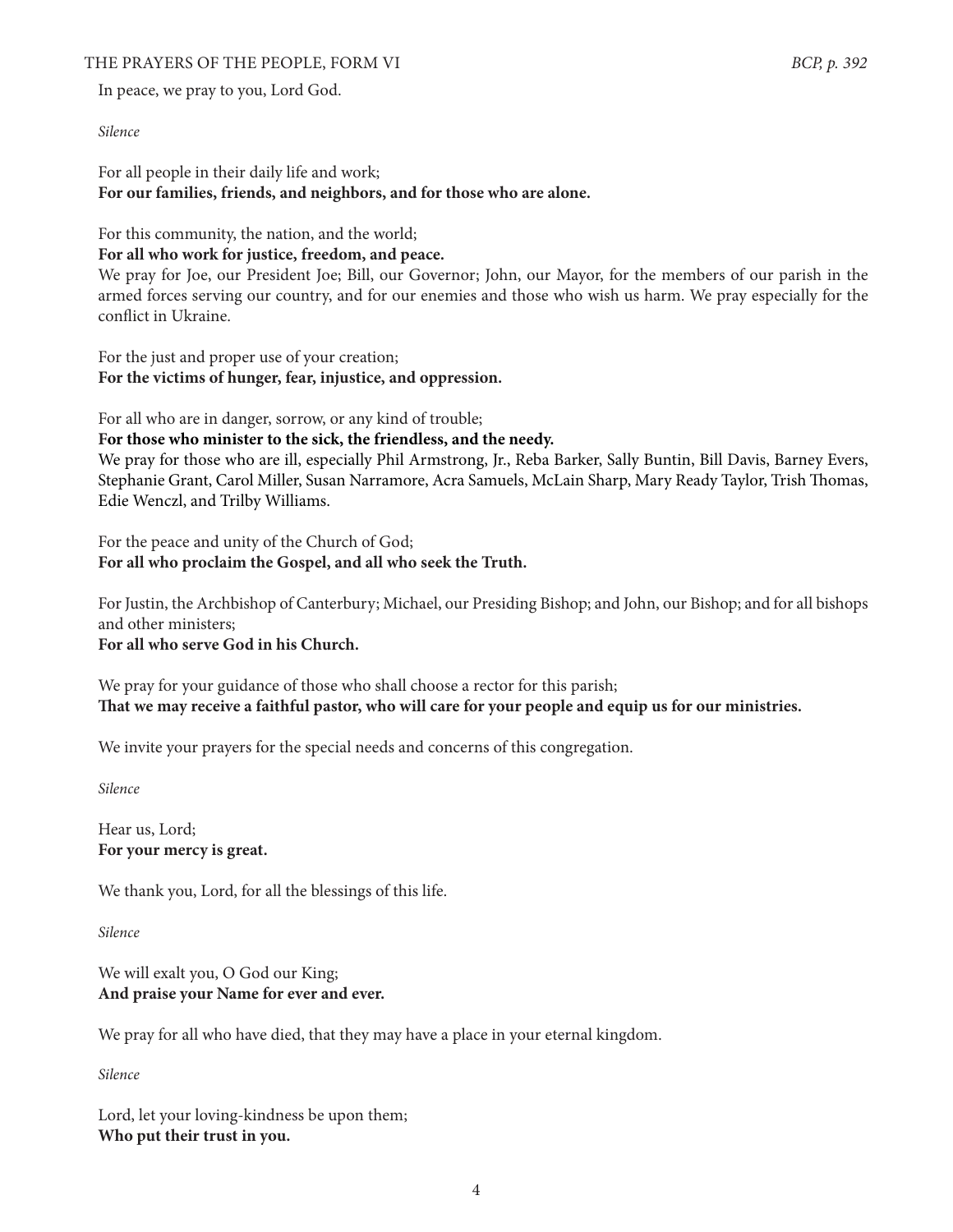## THE PRAYERS OF THE PEOPLE, FORM VI

*BCP, p. 392*

In peace, we pray to you, Lord God.

*Silence*

For all people in their daily life and work;
**For our families, friends, and neighbors, and for those who are alone.**

For this community, the nation, and the world;
**For all who work for justice, freedom, and peace.**
We pray for Joe, our President Joe; Bill, our Governor; John, our Mayor, for the members of our parish in the armed forces serving our country, and for our enemies and those who wish us harm. We pray especially for the conflict in Ukraine.

For the just and proper use of your creation;
**For the victims of hunger, fear, injustice, and oppression.**

For all who are in danger, sorrow, or any kind of trouble;
**For those who minister to the sick, the friendless, and the needy.**
We pray for those who are ill, especially Phil Armstrong, Jr., Reba Barker, Sally Buntin, Bill Davis, Barney Evers, Stephanie Grant, Carol Miller, Susan Narramore, Acra Samuels, McLain Sharp, Mary Ready Taylor, Trish Thomas, Edie Wenczl, and Trilby Williams.

For the peace and unity of the Church of God;
**For all who proclaim the Gospel, and all who seek the Truth.**

For Justin, the Archbishop of Canterbury; Michael, our Presiding Bishop; and John, our Bishop; and for all bishops and other ministers;
**For all who serve God in his Church.**

We pray for your guidance of those who shall choose a rector for this parish;
**That we may receive a faithful pastor, who will care for your people and equip us for our ministries.**

We invite your prayers for the special needs and concerns of this congregation.

*Silence*

Hear us, Lord;
**For your mercy is great.**

We thank you, Lord, for all the blessings of this life.

*Silence*

We will exalt you, O God our King;
**And praise your Name for ever and ever.**

We pray for all who have died, that they may have a place in your eternal kingdom.

*Silence*

Lord, let your loving-kindness be upon them;
**Who put their trust in you.**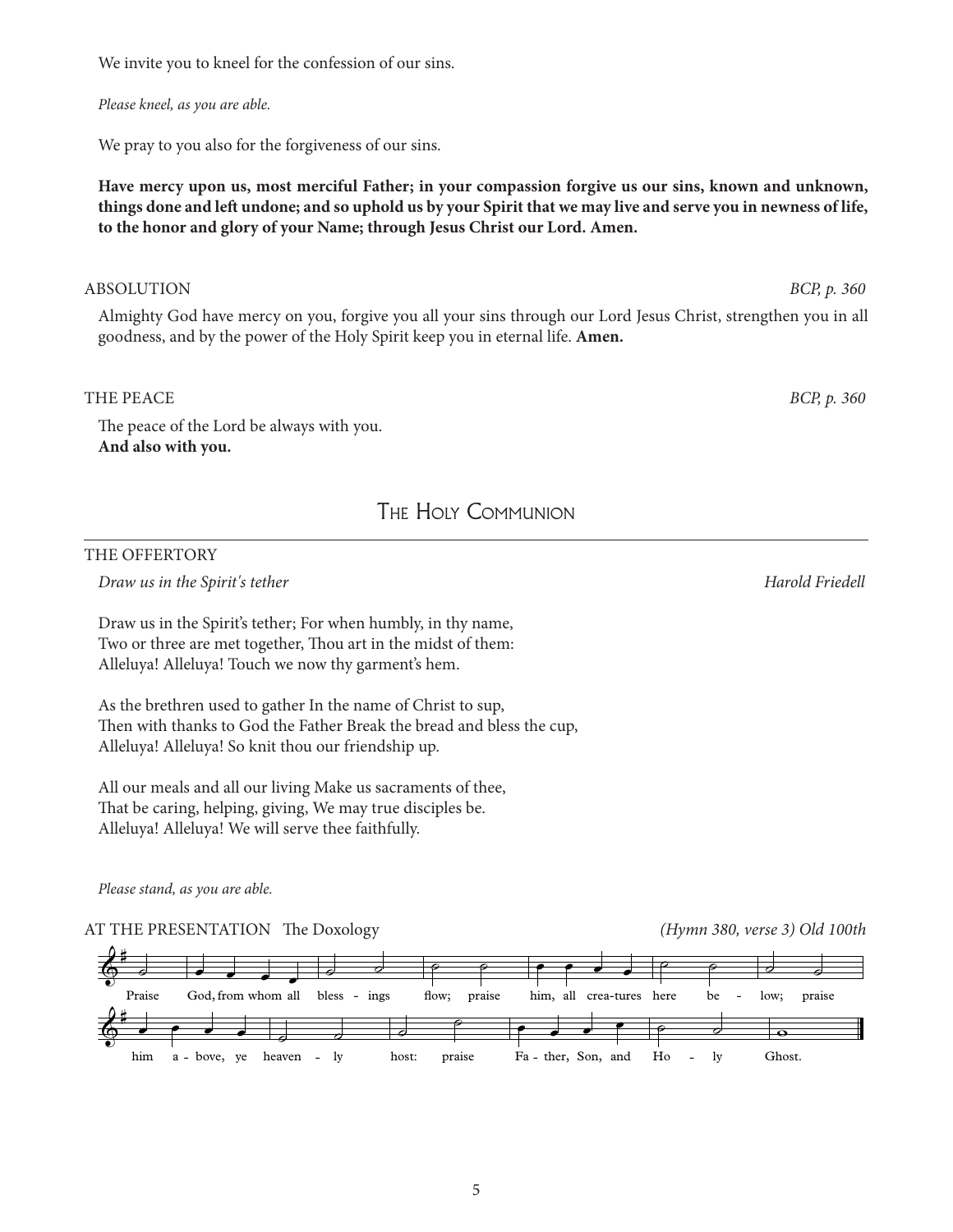We invite you to kneel for the confession of our sins.

*Please kneel, as you are able.*

We pray to you also for the forgiveness of our sins.

**Have mercy upon us, most merciful Father; in your compassion forgive us our sins, known and unknown, things done and left undone; and so uphold us by your Spirit that we may live and serve you in newness of life, to the honor and glory of your Name; through Jesus Christ our Lord. Amen.**

ABSOLUTION *BCP, p. 360*

Almighty God have mercy on you, forgive you all your sins through our Lord Jesus Christ, strengthen you in all goodness, and by the power of the Holy Spirit keep you in eternal life. **Amen.**

THE PEACE *BCP, p. 360*

The peace of the Lord be always with you.
**And also with you.**

## The Holy Communion

THE OFFERTORY

*Draw us in the Spirit's tether* *Harold Friedell*

Draw us in the Spirit's tether; For when humbly, in thy name,
Two or three are met together, Thou art in the midst of them:
Alleluya! Alleluya! Touch we now thy garment's hem.

As the brethren used to gather In the name of Christ to sup,
Then with thanks to God the Father Break the bread and bless the cup,
Alleluya! Alleluya! So knit thou our friendship up.

All our meals and all our living Make us sacraments of thee,
That be caring, helping, giving, We may true disciples be.
Alleluya! Alleluya! We will serve thee faithfully.

*Please stand, as you are able.*

AT THE PRESENTATION The Doxology *(Hymn 380, verse 3) Old 100th*

Praise God, from whom all bless - ings flow; praise him, all crea-tures here be - low; praise him a - bove, ye heaven - ly host: praise Fa - ther, Son, and Ho - ly Ghost.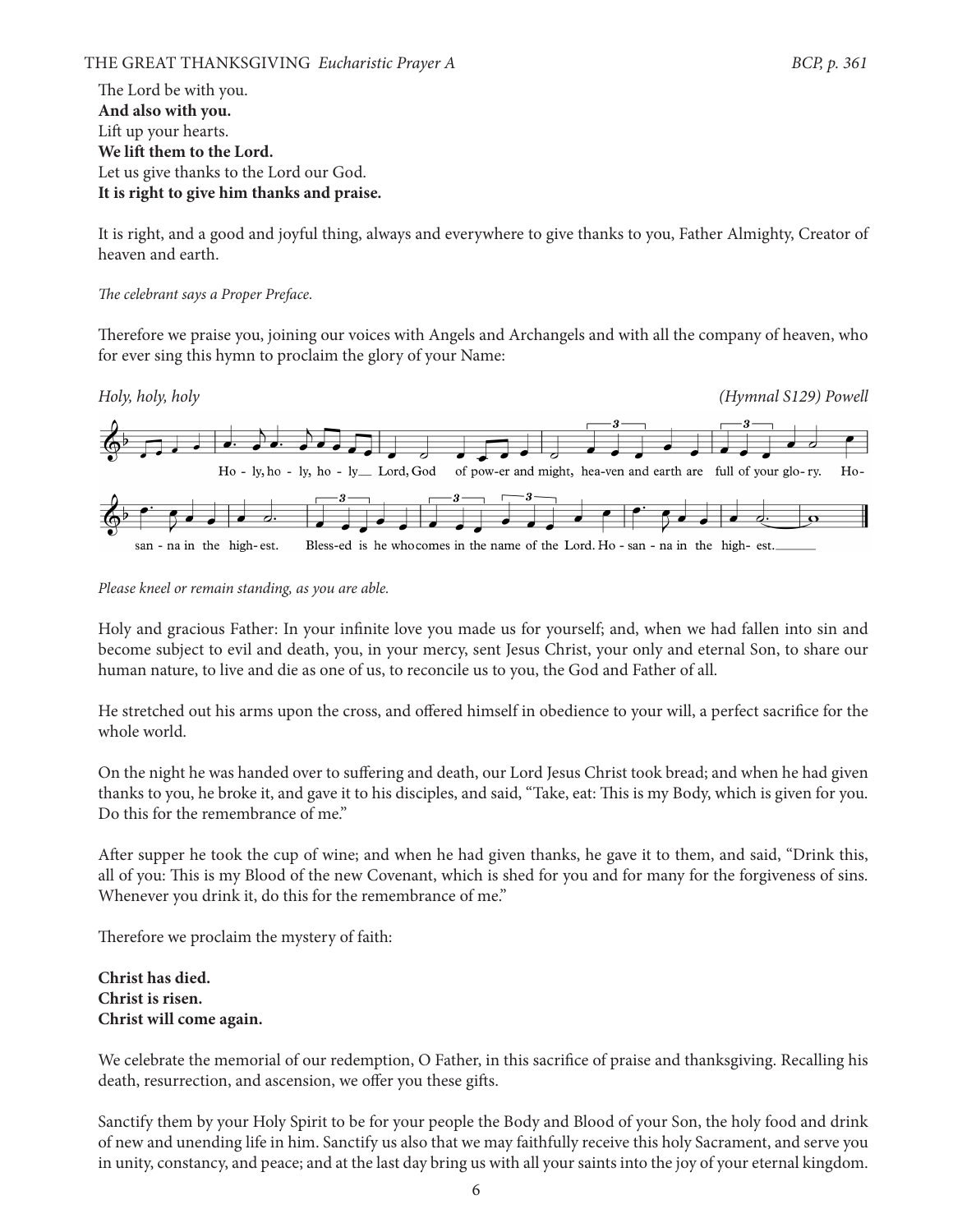THE GREAT THANKSGIVING *Eucharistic Prayer A* *BCP, p. 361*

The Lord be with you.
**And also with you.**
Lift up your hearts.
**We lift them to the Lord.**
Let us give thanks to the Lord our God.
**It is right to give him thanks and praise.**

It is right, and a good and joyful thing, always and everywhere to give thanks to you, Father Almighty, Creator of heaven and earth.

*The celebrant says a Proper Preface.*

Therefore we praise you, joining our voices with Angels and Archangels and with all the company of heaven, who for ever sing this hymn to proclaim the glory of your Name:

*Holy, holy, holy* *(Hymnal S129) Powell*

Ho - ly, ho - ly, ho - ly Lord, God of pow-er and might, hea-ven and earth are full of your glo- ry. Ho- san - na in the high- est. Bless-ed is he who comes in the name of the Lord. Ho - san - na in the high- est.

*Please kneel or remain standing, as you are able.*

Holy and gracious Father: In your infinite love you made us for yourself; and, when we had fallen into sin and become subject to evil and death, you, in your mercy, sent Jesus Christ, your only and eternal Son, to share our human nature, to live and die as one of us, to reconcile us to you, the God and Father of all.

He stretched out his arms upon the cross, and offered himself in obedience to your will, a perfect sacrifice for the whole world.

On the night he was handed over to suffering and death, our Lord Jesus Christ took bread; and when he had given thanks to you, he broke it, and gave it to his disciples, and said, "Take, eat: This is my Body, which is given for you. Do this for the remembrance of me."

After supper he took the cup of wine; and when he had given thanks, he gave it to them, and said, "Drink this, all of you: This is my Blood of the new Covenant, which is shed for you and for many for the forgiveness of sins. Whenever you drink it, do this for the remembrance of me."

Therefore we proclaim the mystery of faith:

**Christ has died.**
**Christ is risen.**
**Christ will come again.**

We celebrate the memorial of our redemption, O Father, in this sacrifice of praise and thanksgiving. Recalling his death, resurrection, and ascension, we offer you these gifts.

Sanctify them by your Holy Spirit to be for your people the Body and Blood of your Son, the holy food and drink of new and unending life in him. Sanctify us also that we may faithfully receive this holy Sacrament, and serve you in unity, constancy, and peace; and at the last day bring us with all your saints into the joy of your eternal kingdom.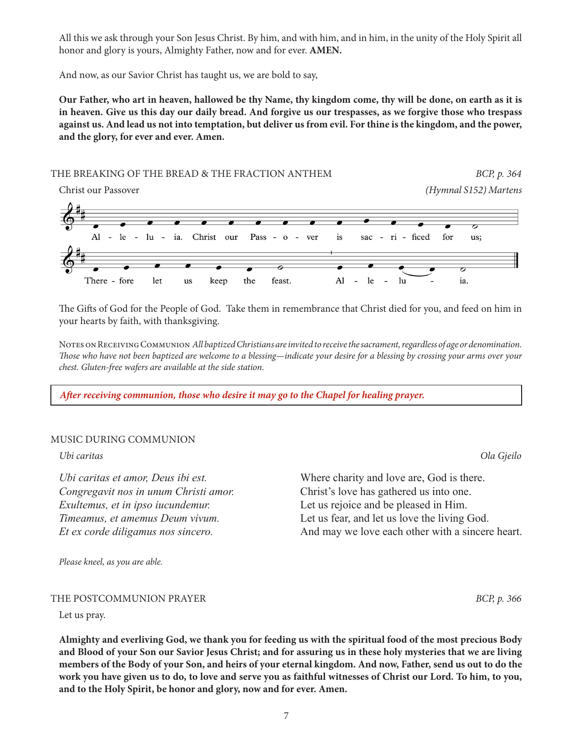All this we ask through your Son Jesus Christ. By him, and with him, and in him, in the unity of the Holy Spirit all honor and glory is yours, Almighty Father, now and for ever. **AMEN.**

And now, as our Savior Christ has taught us, we are bold to say,

**Our Father, who art in heaven, hallowed be thy Name, thy kingdom come, thy will be done, on earth as it is in heaven. Give us this day our daily bread. And forgive us our trespasses, as we forgive those who trespass against us. And lead us not into temptation, but deliver us from evil. For thine is the kingdom, and the power, and the glory, for ever and ever. Amen.**

## THE BREAKING OF THE BREAD & THE FRACTION ANTHEM *BCP, p. 364*

Christ our Passover *(Hymnal S152) Martens*

Al - le - lu - ia. Christ our Pass - o - ver is sac - ri - ficed for us;
There - fore let us keep the feast. Al - le - lu - ia.

The Gifts of God for the People of God. Take them in remembrance that Christ died for you, and feed on him in your hearts by faith, with thanksgiving.

Notes on Receiving Communion *All baptized Christians are invited to receive the sacrament, regardless of age or denomination. Those who have not been baptized are welcome to a blessing—indicate your desire for a blessing by crossing your arms over your chest. Gluten-free wafers are available at the side station.*

***After receiving communion, those who desire it may go to the Chapel for healing prayer.***

## MUSIC DURING COMMUNION

*Ubi caritas* *Ola Gjeilo*

| | |
|---|---|
| *Ubi caritas et amor, Deus ibi est.* | Where charity and love are, God is there. |
| *Congregavit nos in unum Christi amor.* | Christ's love has gathered us into one. |
| *Exultemus, et in ipso iucundemur.* | Let us rejoice and be pleased in Him. |
| *Timeamus, et amemus Deum vivum.* | Let us fear, and let us love the living God. |
| *Et ex corde diligamus nos sincero.* | And may we love each other with a sincere heart. |

*Please kneel, as you are able.*

## THE POSTCOMMUNION PRAYER *BCP, p. 366*

Let us pray.

**Almighty and everliving God, we thank you for feeding us with the spiritual food of the most precious Body and Blood of your Son our Savior Jesus Christ; and for assuring us in these holy mysteries that we are living members of the Body of your Son, and heirs of your eternal kingdom. And now, Father, send us out to do the work you have given us to do, to love and serve you as faithful witnesses of Christ our Lord. To him, to you, and to the Holy Spirit, be honor and glory, now and for ever. Amen.**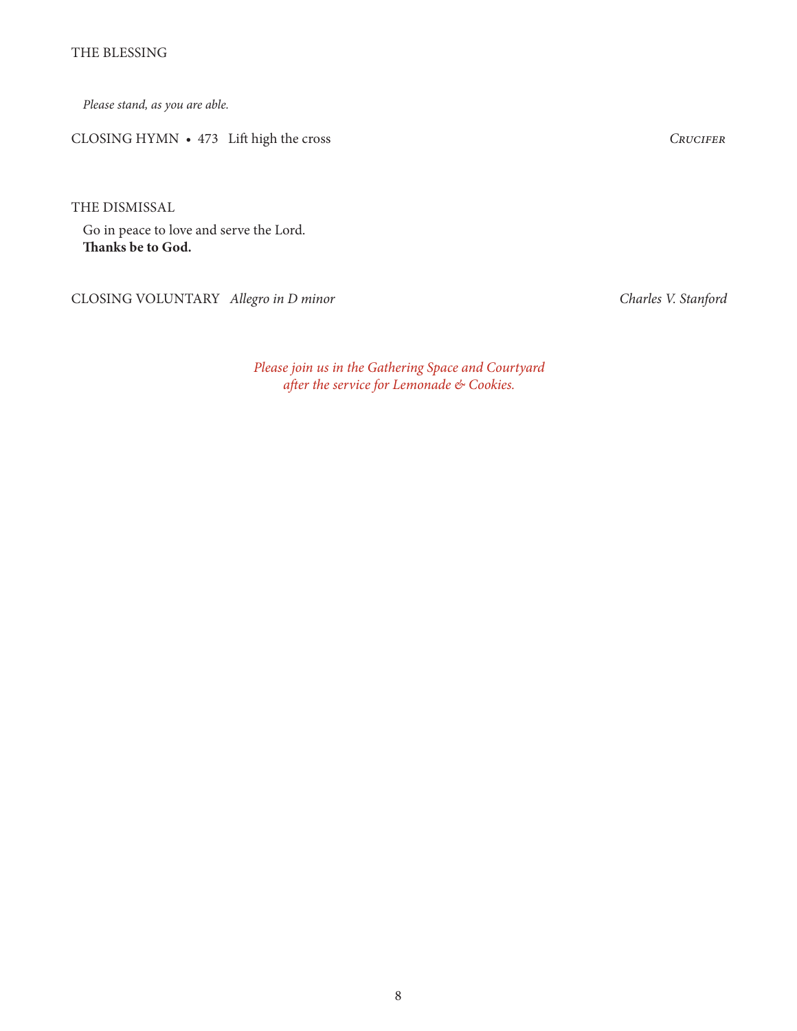THE BLESSING

*Please stand, as you are able.*

CLOSING HYMN • 473 Lift high the cross *Crucifer*

THE DISMISSAL

Go in peace to love and serve the Lord.
**Thanks be to God.**

CLOSING VOLUNTARY *Allegro in D minor* *Charles V. Stanford*

*Please join us in the Gathering Space and Courtyard after the service for Lemonade & Cookies.*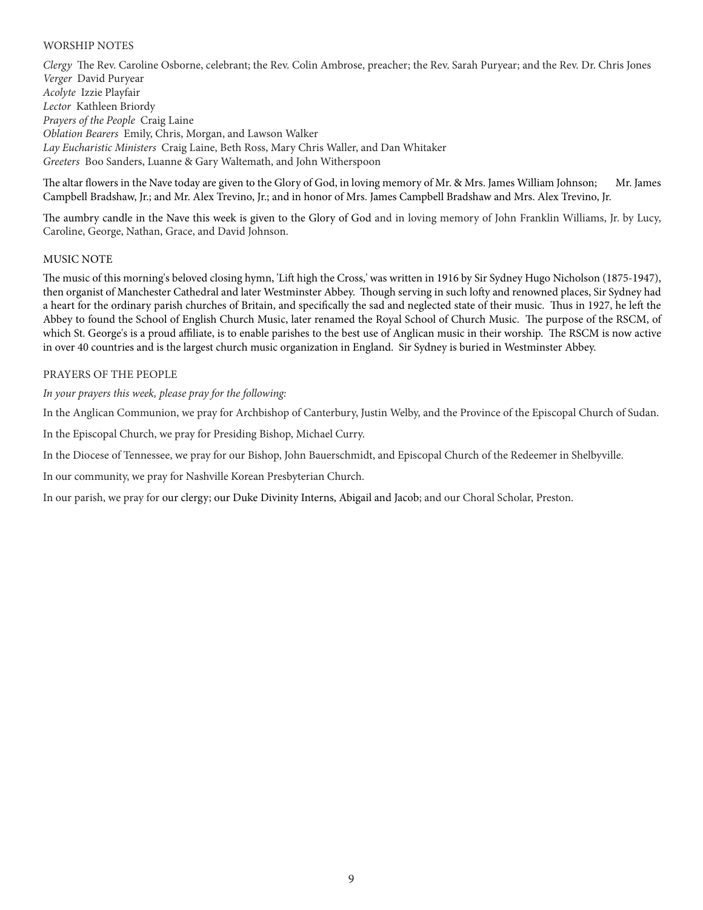## WORSHIP NOTES

*Clergy* The Rev. Caroline Osborne, celebrant; the Rev. Colin Ambrose, preacher; the Rev. Sarah Puryear; and the Rev. Dr. Chris Jones
*Verger* David Puryear
*Acolyte* Izzie Playfair
*Lector* Kathleen Briordy
*Prayers of the People* Craig Laine
*Oblation Bearers* Emily, Chris, Morgan, and Lawson Walker
*Lay Eucharistic Ministers* Craig Laine, Beth Ross, Mary Chris Waller, and Dan Whitaker
*Greeters* Boo Sanders, Luanne & Gary Waltemath, and John Witherspoon

The altar flowers in the Nave today are given to the Glory of God, in loving memory of Mr. & Mrs. James William Johnson; Mr. James Campbell Bradshaw, Jr.; and Mr. Alex Trevino, Jr.; and in honor of Mrs. James Campbell Bradshaw and Mrs. Alex Trevino, Jr.

The aumbry candle in the Nave this week is given to the Glory of God and in loving memory of John Franklin Williams, Jr. by Lucy, Caroline, George, Nathan, Grace, and David Johnson.

## MUSIC NOTE

The music of this morning's beloved closing hymn, 'Lift high the Cross,' was written in 1916 by Sir Sydney Hugo Nicholson (1875-1947), then organist of Manchester Cathedral and later Westminster Abbey. Though serving in such lofty and renowned places, Sir Sydney had a heart for the ordinary parish churches of Britain, and specifically the sad and neglected state of their music. Thus in 1927, he left the Abbey to found the School of English Church Music, later renamed the Royal School of Church Music. The purpose of the RSCM, of which St. George's is a proud affiliate, is to enable parishes to the best use of Anglican music in their worship. The RSCM is now active in over 40 countries and is the largest church music organization in England. Sir Sydney is buried in Westminster Abbey.

## PRAYERS OF THE PEOPLE

*In your prayers this week, please pray for the following:*

In the Anglican Communion, we pray for Archbishop of Canterbury, Justin Welby, and the Province of the Episcopal Church of Sudan.

In the Episcopal Church, we pray for Presiding Bishop, Michael Curry.

In the Diocese of Tennessee, we pray for our Bishop, John Bauerschmidt, and Episcopal Church of the Redeemer in Shelbyville.

In our community, we pray for Nashville Korean Presbyterian Church.

In our parish, we pray for our clergy; our Duke Divinity Interns, Abigail and Jacob; and our Choral Scholar, Preston.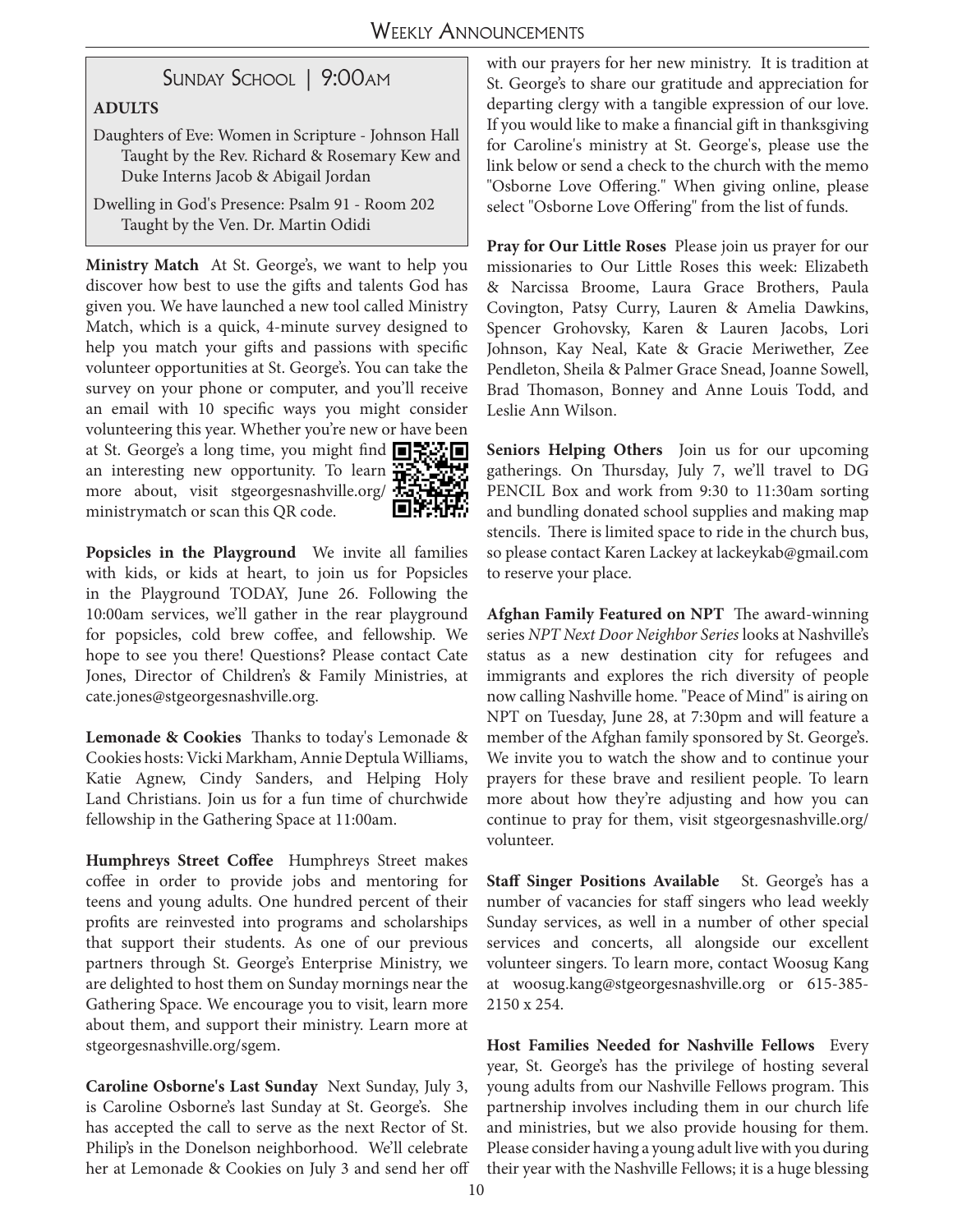## Sunday School | 9:00am

**ADULTS**

Daughters of Eve: Women in Scripture - Johnson Hall
Taught by the Rev. Richard & Rosemary Kew and Duke Interns Jacob & Abigail Jordan

Dwelling in God's Presence: Psalm 91 - Room 202
Taught by the Ven. Dr. Martin Odidi

**Ministry Match** At St. George's, we want to help you discover how best to use the gifts and talents God has given you. We have launched a new tool called Ministry Match, which is a quick, 4-minute survey designed to help you match your gifts and passions with specific volunteer opportunities at St. George's. You can take the survey on your phone or computer, and you'll receive an email with 10 specific ways you might consider volunteering this year. Whether you're new or have been at St. George's a long time, you might find an interesting new opportunity. To learn more about, visit stgeorgesnashville.org/ministrymatch or scan this QR code.

**Popsicles in the Playground** We invite all families with kids, or kids at heart, to join us for Popsicles in the Playground TODAY, June 26. Following the 10:00am services, we'll gather in the rear playground for popsicles, cold brew coffee, and fellowship. We hope to see you there! Questions? Please contact Cate Jones, Director of Children's & Family Ministries, at cate.jones@stgeorgesnashville.org.

**Lemonade & Cookies** Thanks to today's Lemonade & Cookies hosts: Vicki Markham, Annie Deptula Williams, Katie Agnew, Cindy Sanders, and Helping Holy Land Christians. Join us for a fun time of churchwide fellowship in the Gathering Space at 11:00am.

**Humphreys Street Coffee** Humphreys Street makes coffee in order to provide jobs and mentoring for teens and young adults. One hundred percent of their profits are reinvested into programs and scholarships that support their students. As one of our previous partners through St. George's Enterprise Ministry, we are delighted to host them on Sunday mornings near the Gathering Space. We encourage you to visit, learn more about them, and support their ministry. Learn more at stgeorgesnashville.org/sgem.

**Caroline Osborne's Last Sunday** Next Sunday, July 3, is Caroline Osborne's last Sunday at St. George's. She has accepted the call to serve as the next Rector of St. Philip's in the Donelson neighborhood. We'll celebrate her at Lemonade & Cookies on July 3 and send her off with our prayers for her new ministry. It is tradition at St. George's to share our gratitude and appreciation for departing clergy with a tangible expression of our love. If you would like to make a financial gift in thanksgiving for Caroline's ministry at St. George's, please use the link below or send a check to the church with the memo "Osborne Love Offering." When giving online, please select "Osborne Love Offering" from the list of funds.

**Pray for Our Little Roses** Please join us prayer for our missionaries to Our Little Roses this week: Elizabeth & Narcissa Broome, Laura Grace Brothers, Paula Covington, Patsy Curry, Lauren & Amelia Dawkins, Spencer Grohovsky, Karen & Lauren Jacobs, Lori Johnson, Kay Neal, Kate & Gracie Meriwether, Zee Pendleton, Sheila & Palmer Grace Snead, Joanne Sowell, Brad Thomason, Bonney and Anne Louis Todd, and Leslie Ann Wilson.

**Seniors Helping Others** Join us for our upcoming gatherings. On Thursday, July 7, we'll travel to DG PENCIL Box and work from 9:30 to 11:30am sorting and bundling donated school supplies and making map stencils. There is limited space to ride in the church bus, so please contact Karen Lackey at lackeykab@gmail.com to reserve your place.

**Afghan Family Featured on NPT** The award-winning series *NPT Next Door Neighbor Series* looks at Nashville's status as a new destination city for refugees and immigrants and explores the rich diversity of people now calling Nashville home. "Peace of Mind" is airing on NPT on Tuesday, June 28, at 7:30pm and will feature a member of the Afghan family sponsored by St. George's. We invite you to watch the show and to continue your prayers for these brave and resilient people. To learn more about how they're adjusting and how you can continue to pray for them, visit stgeorgesnashville.org/volunteer.

**Staff Singer Positions Available** St. George's has a number of vacancies for staff singers who lead weekly Sunday services, as well in a number of other special services and concerts, all alongside our excellent volunteer singers. To learn more, contact Woosug Kang at woosug.kang@stgeorgesnashville.org or 615-385-2150 x 254.

**Host Families Needed for Nashville Fellows** Every year, St. George's has the privilege of hosting several young adults from our Nashville Fellows program. This partnership involves including them in our church life and ministries, but we also provide housing for them. Please consider having a young adult live with you during their year with the Nashville Fellows; it is a huge blessing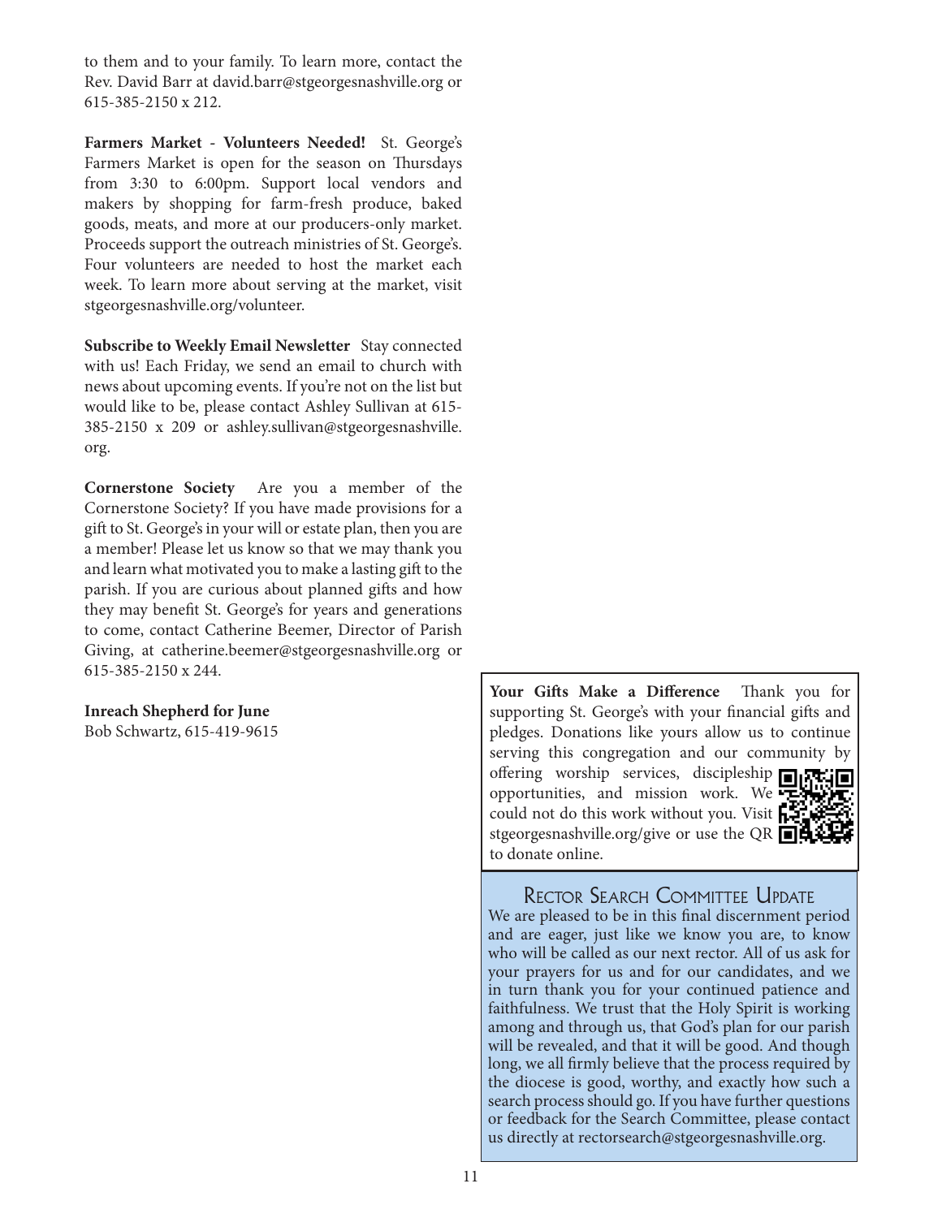to them and to your family. To learn more, contact the Rev. David Barr at david.barr@stgeorgesnashville.org or 615-385-2150 x 212.

**Farmers Market - Volunteers Needed!** St. George's Farmers Market is open for the season on Thursdays from 3:30 to 6:00pm. Support local vendors and makers by shopping for farm-fresh produce, baked goods, meats, and more at our producers-only market. Proceeds support the outreach ministries of St. George's. Four volunteers are needed to host the market each week. To learn more about serving at the market, visit stgeorgesnashville.org/volunteer.

**Subscribe to Weekly Email Newsletter** Stay connected with us! Each Friday, we send an email to church with news about upcoming events. If you're not on the list but would like to be, please contact Ashley Sullivan at 615-385-2150 x 209 or ashley.sullivan@stgeorgesnashville.org.

**Cornerstone Society** Are you a member of the Cornerstone Society? If you have made provisions for a gift to St. George's in your will or estate plan, then you are a member! Please let us know so that we may thank you and learn what motivated you to make a lasting gift to the parish. If you are curious about planned gifts and how they may benefit St. George's for years and generations to come, contact Catherine Beemer, Director of Parish Giving, at catherine.beemer@stgeorgesnashville.org or 615-385-2150 x 244.

**Inreach Shepherd for June**
Bob Schwartz, 615-419-9615

**Your Gifts Make a Difference** Thank you for supporting St. George's with your financial gifts and pledges. Donations like yours allow us to continue serving this congregation and our community by offering worship services, discipleship opportunities, and mission work. We could not do this work without you. Visit stgeorgesnashville.org/give or use the QR to donate online.

## Rector Search Committee Update

We are pleased to be in this final discernment period and are eager, just like we know you are, to know who will be called as our next rector. All of us ask for your prayers for us and for our candidates, and we in turn thank you for your continued patience and faithfulness. We trust that the Holy Spirit is working among and through us, that God's plan for our parish will be revealed, and that it will be good. And though long, we all firmly believe that the process required by the diocese is good, worthy, and exactly how such a search process should go. If you have further questions or feedback for the Search Committee, please contact us directly at rectorsearch@stgeorgesnashville.org.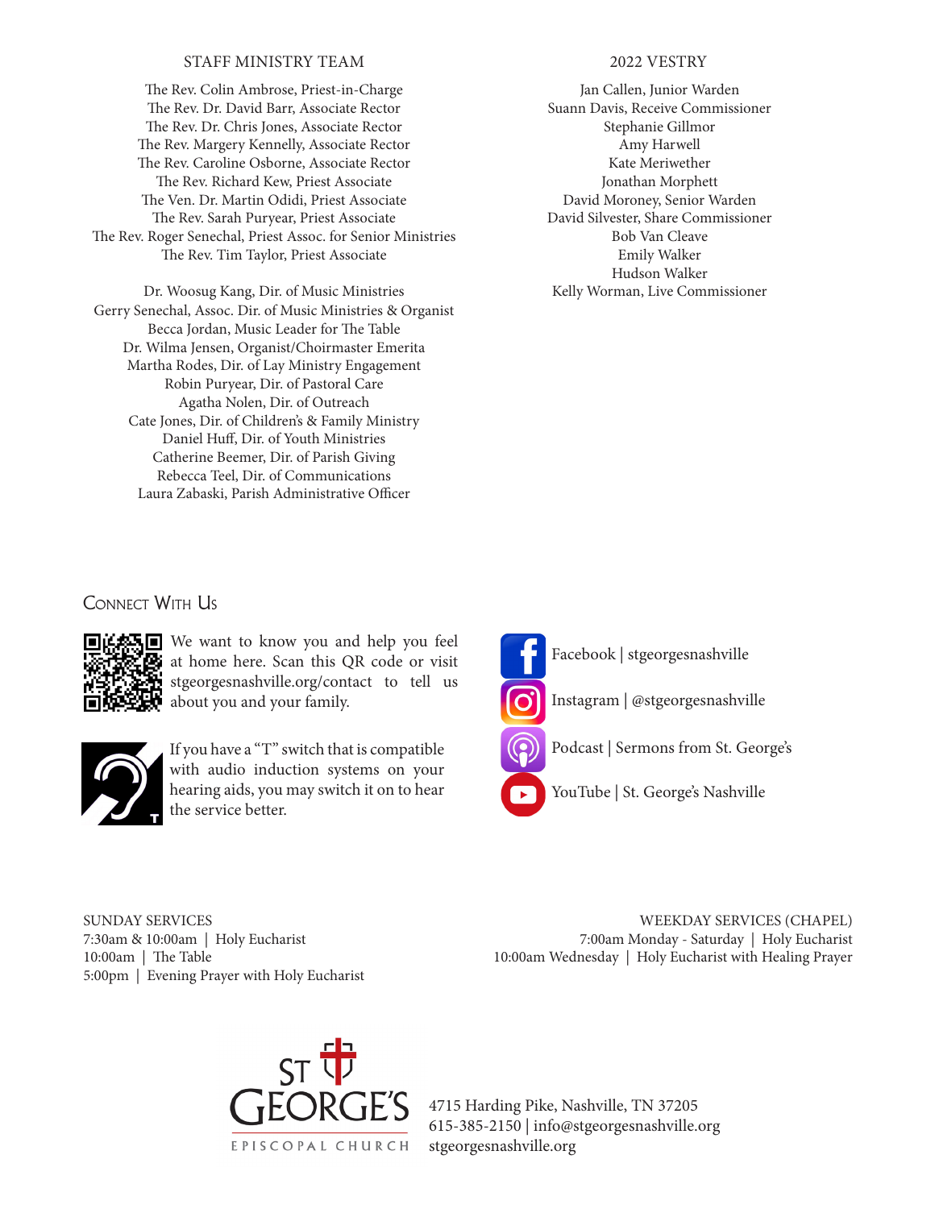## STAFF MINISTRY TEAM

The Rev. Colin Ambrose, Priest-in-Charge
The Rev. Dr. David Barr, Associate Rector
The Rev. Dr. Chris Jones, Associate Rector
The Rev. Margery Kennelly, Associate Rector
The Rev. Caroline Osborne, Associate Rector
The Rev. Richard Kew, Priest Associate
The Ven. Dr. Martin Odidi, Priest Associate
The Rev. Sarah Puryear, Priest Associate
The Rev. Roger Senechal, Priest Assoc. for Senior Ministries
The Rev. Tim Taylor, Priest Associate

Dr. Woosug Kang, Dir. of Music Ministries
Gerry Senechal, Assoc. Dir. of Music Ministries & Organist
Becca Jordan, Music Leader for The Table
Dr. Wilma Jensen, Organist/Choirmaster Emerita
Martha Rodes, Dir. of Lay Ministry Engagement
Robin Puryear, Dir. of Pastoral Care
Agatha Nolen, Dir. of Outreach
Cate Jones, Dir. of Children's & Family Ministry
Daniel Huff, Dir. of Youth Ministries
Catherine Beemer, Dir. of Parish Giving
Rebecca Teel, Dir. of Communications
Laura Zabaski, Parish Administrative Officer

## 2022 VESTRY

Jan Callen, Junior Warden
Suann Davis, Receive Commissioner
Stephanie Gillmor
Amy Harwell
Kate Meriwether
Jonathan Morphett
David Moroney, Senior Warden
David Silvester, Share Commissioner
Bob Van Cleave
Emily Walker
Hudson Walker
Kelly Worman, Live Commissioner

## Connect With Us

We want to know you and help you feel at home here. Scan this QR code or visit stgeorgesnashville.org/contact to tell us about you and your family.

If you have a "T" switch that is compatible with audio induction systems on your hearing aids, you may switch it on to hear the service better.

Facebook | stgeorgesnashville
Instagram | @stgeorgesnashville
Podcast | Sermons from St. George's
YouTube | St. George's Nashville

SUNDAY SERVICES
7:30am & 10:00am | Holy Eucharist
10:00am | The Table
5:00pm | Evening Prayer with Holy Eucharist

WEEKDAY SERVICES (CHAPEL)
7:00am Monday - Saturday | Holy Eucharist
10:00am Wednesday | Holy Eucharist with Healing Prayer

ST GEORGE'S EPISCOPAL CHURCH

4715 Harding Pike, Nashville, TN 37205
615-385-2150 | info@stgeorgesnashville.org
stgeorgesnashville.org